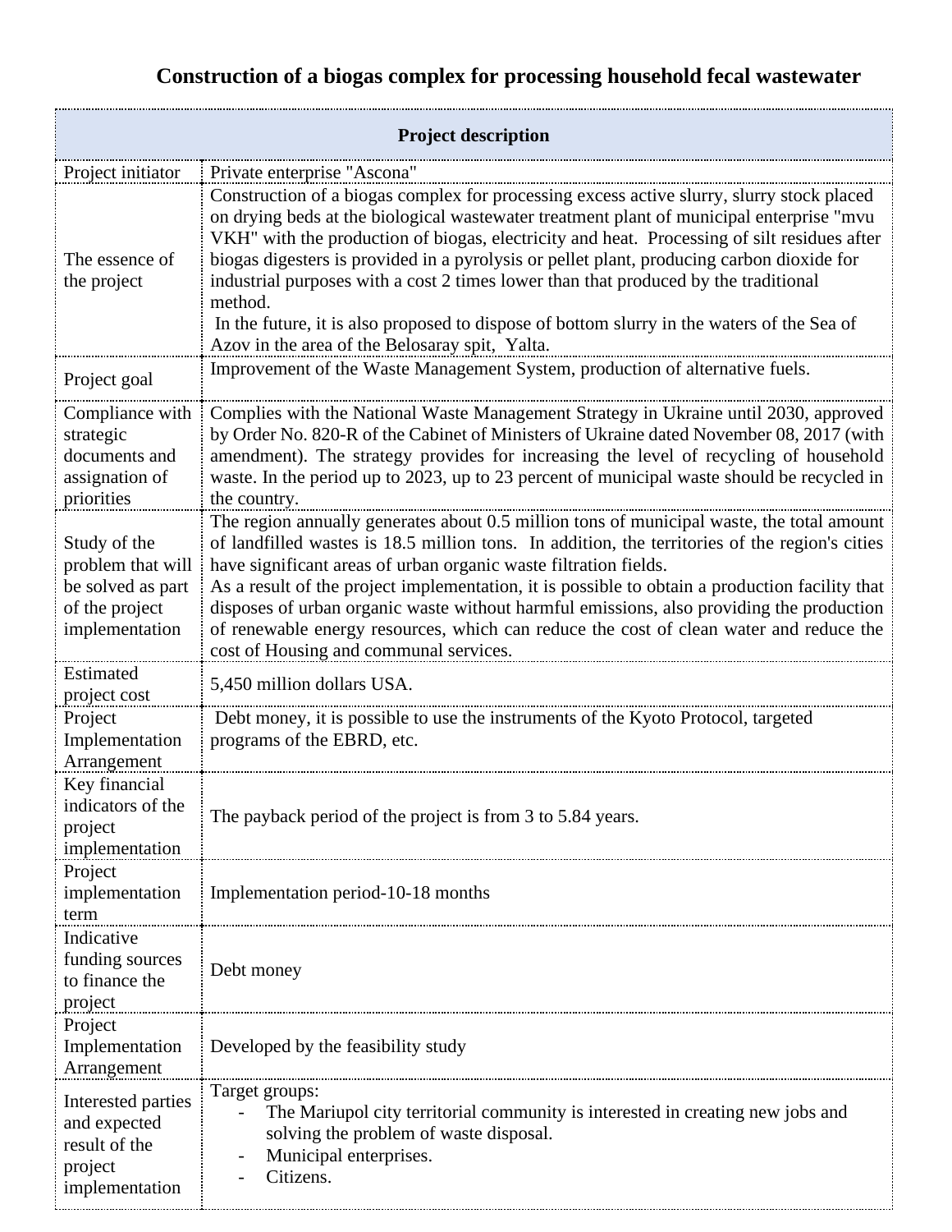# Construction of a biogas complex for processing household fecal wastewater

| Project description | |
|---|---|
| Project initiator | Private enterprise "Ascona" |
| The essence of the project | Construction of a biogas complex for processing excess active slurry, slurry stock placed on drying beds at the biological wastewater treatment plant of municipal enterprise "mvu VKH" with the production of biogas, electricity and heat. Processing of silt residues after biogas digesters is provided in a pyrolysis or pellet plant, producing carbon dioxide for industrial purposes with a cost 2 times lower than that produced by the traditional method.<br>In the future, it is also proposed to dispose of bottom slurry in the waters of the Sea of Azov in the area of the Belosaray spit, Yalta. |
| Project goal | Improvement of the Waste Management System, production of alternative fuels. |
| Compliance with strategic documents and assignation of priorities | Complies with the National Waste Management Strategy in Ukraine until 2030, approved by Order No. 820-R of the Cabinet of Ministers of Ukraine dated November 08, 2017 (with amendment). The strategy provides for increasing the level of recycling of household waste. In the period up to 2023, up to 23 percent of municipal waste should be recycled in the country. |
| Study of the problem that will be solved as part of the project implementation | The region annually generates about 0.5 million tons of municipal waste, the total amount of landfilled wastes is 18.5 million tons. In addition, the territories of the region's cities have significant areas of urban organic waste filtration fields.<br>As a result of the project implementation, it is possible to obtain a production facility that disposes of urban organic waste without harmful emissions, also providing the production of renewable energy resources, which can reduce the cost of clean water and reduce the cost of Housing and communal services. |
| Estimated project cost | 5,450 million dollars USA. |
| Project Implementation Arrangement | Debt money, it is possible to use the instruments of the Kyoto Protocol, targeted programs of the EBRD, etc. |
| Key financial indicators of the project implementation | The payback period of the project is from 3 to 5.84 years. |
| Project implementation term | Implementation period-10-18 months |
| Indicative funding sources to finance the project | Debt money |
| Project Implementation Arrangement | Developed by the feasibility study |
| Interested parties and expected result of the project implementation | Target groups:<br>- The Mariupol city territorial community is interested in creating new jobs and solving the problem of waste disposal.<br>- Municipal enterprises.<br>- Citizens. |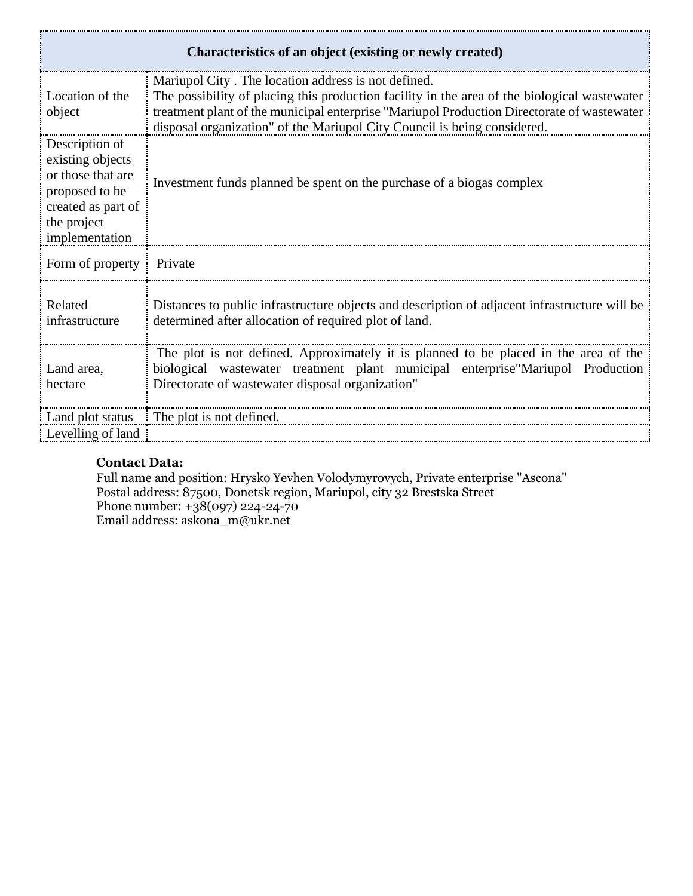| Characteristics of an object (existing or newly created) | |
|---|---|
| Location of the object | Mariupol City . The location address is not defined.<br>The possibility of placing this production facility in the area of the biological wastewater treatment plant of the municipal enterprise "Mariupol Production Directorate of wastewater disposal organization" of the Mariupol City Council is being considered. |
| Description of existing objects or those that are proposed to be created as part of the project implementation | Investment funds planned be spent on the purchase of a biogas complex |
| Form of property | Private |
| Related infrastructure | Distances to public infrastructure objects and description of adjacent infrastructure will be determined after allocation of required plot of land. |
| Land area, hectare | The plot is not defined. Approximately it is planned to be placed in the area of the biological wastewater treatment plant municipal enterprise"Mariupol Production Directorate of wastewater disposal organization" |
| Land plot status | The plot is not defined. |
| Levelling of land | |

**Contact Data:**
Full name and position: Hrysko Yevhen Volodymyrovych, Private enterprise "Ascona"
Postal address: 87500, Donetsk region, Mariupol, city 32 Brestska Street
Phone number: +38(097) 224-24-70
Email address: askona_m@ukr.net